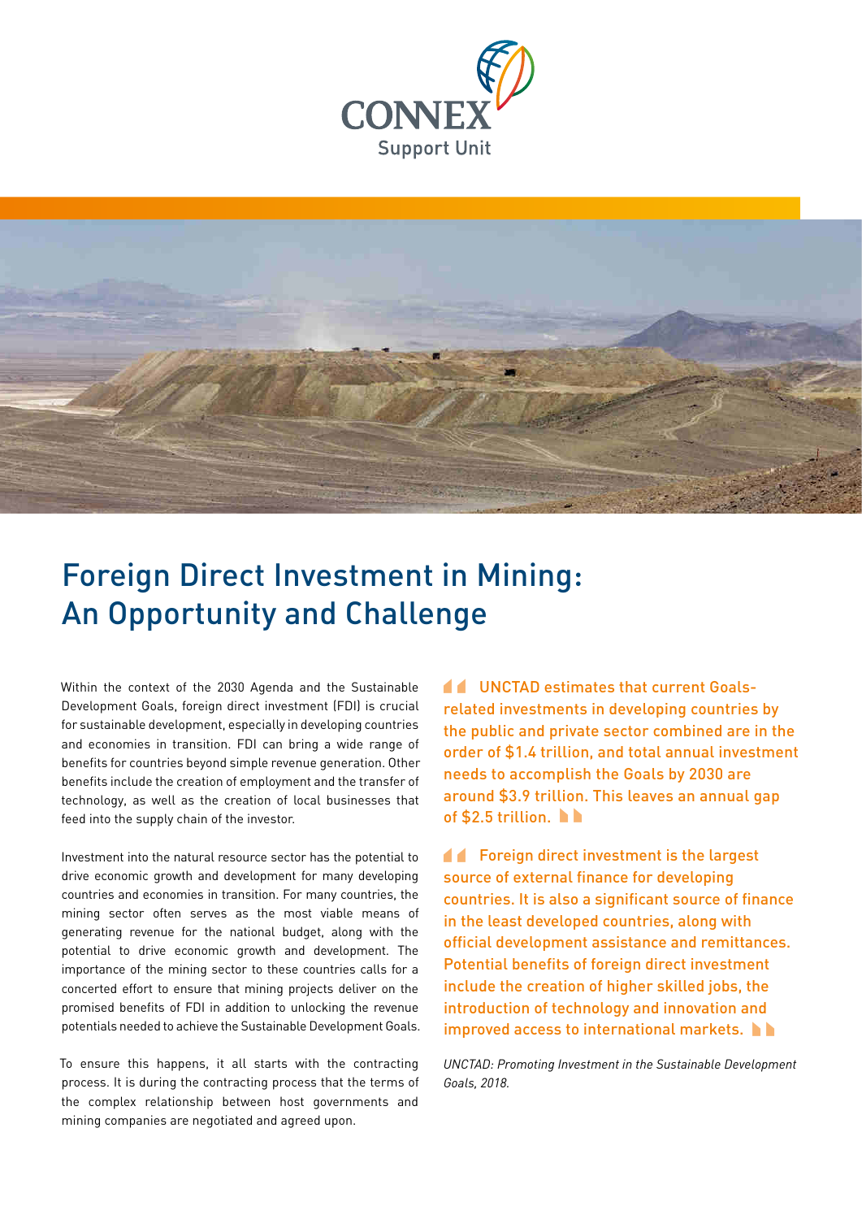CONNEX

Support Unit

# Foreign Direct Investment in Mining: An Opportunity and Challenge

Within the context of the 2030 Agenda and the Sustainable Development Goals, foreign direct investment (FDI) is crucial for sustainable development, especially in developing countries and economies in transition. FDI can bring a wide range of benefits for countries beyond simple revenue generation. Other benefits include the creation of employment and the transfer of technology, as well as the creation of local businesses that feed into the supply chain of the investor.

Investment into the natural resource sector has the potential to drive economic growth and development for many developing countries and economies in transition. For many countries, the mining sector often serves as the most viable means of generating revenue for the national budget, along with the potential to drive economic growth and development. The importance of the mining sector to these countries calls for a concerted effort to ensure that mining projects deliver on the promised benefits of FDI in addition to unlocking the revenue potentials needed to achieve the Sustainable Development Goals.

To ensure this happens, it all starts with the contracting process. It is during the contracting process that the terms of the complex relationship between host governments and mining companies are negotiated and agreed upon.

> UNCTAD estimates that current Goals-related investments in developing countries by the public and private sector combined are in the order of $1.4 trillion, and total annual investment needs to accomplish the Goals by 2030 are around $3.9 trillion. This leaves an annual gap of $2.5 trillion.

> Foreign direct investment is the largest source of external finance for developing countries. It is also a significant source of finance in the least developed countries, along with official development assistance and remittances. Potential benefits of foreign direct investment include the creation of higher skilled jobs, the introduction of technology and innovation and improved access to international markets.

*UNCTAD: Promoting Investment in the Sustainable Development Goals, 2018.*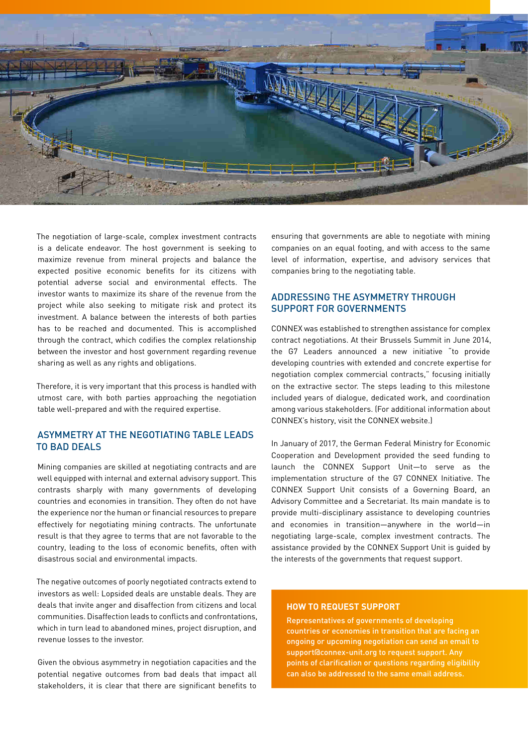The negotiation of large-scale, complex investment contracts is a delicate endeavor. The host government is seeking to maximize revenue from mineral projects and balance the expected positive economic benefits for its citizens with potential adverse social and environmental effects. The investor wants to maximize its share of the revenue from the project while also seeking to mitigate risk and protect its investment. A balance between the interests of both parties has to be reached and documented. This is accomplished through the contract, which codifies the complex relationship between the investor and host government regarding revenue sharing as well as any rights and obligations.

Therefore, it is very important that this process is handled with utmost care, with both parties approaching the negotiation table well-prepared and with the required expertise.

## ASYMMETRY AT THE NEGOTIATING TABLE LEADS TO BAD DEALS

Mining companies are skilled at negotiating contracts and are well equipped with internal and external advisory support. This contrasts sharply with many governments of developing countries and economies in transition. They often do not have the experience nor the human or financial resources to prepare effectively for negotiating mining contracts. The unfortunate result is that they agree to terms that are not favorable to the country, leading to the loss of economic benefits, often with disastrous social and environmental impacts.

The negative outcomes of poorly negotiated contracts extend to investors as well: Lopsided deals are unstable deals. They are deals that invite anger and disaffection from citizens and local communities. Disaffection leads to conflicts and confrontations, which in turn lead to abandoned mines, project disruption, and revenue losses to the investor.

Given the obvious asymmetry in negotiation capacities and the potential negative outcomes from bad deals that impact all stakeholders, it is clear that there are significant benefits to ensuring that governments are able to negotiate with mining companies on an equal footing, and with access to the same level of information, expertise, and advisory services that companies bring to the negotiating table.

## ADDRESSING THE ASYMMETRY THROUGH SUPPORT FOR GOVERNMENTS

CONNEX was established to strengthen assistance for complex contract negotiations. At their Brussels Summit in June 2014, the G7 Leaders announced a new initiative "to provide developing countries with extended and concrete expertise for negotiation complex commercial contracts," focusing initially on the extractive sector. The steps leading to this milestone included years of dialogue, dedicated work, and coordination among various stakeholders. (For additional information about CONNEX's history, visit the CONNEX website.)

In January of 2017, the German Federal Ministry for Economic Cooperation and Development provided the seed funding to launch the CONNEX Support Unit—to serve as the implementation structure of the G7 CONNEX Initiative. The CONNEX Support Unit consists of a Governing Board, an Advisory Committee and a Secretariat. Its main mandate is to provide multi-disciplinary assistance to developing countries and economies in transition—anywhere in the world—in negotiating large-scale, complex investment contracts. The assistance provided by the CONNEX Support Unit is guided by the interests of the governments that request support.

### HOW TO REQUEST SUPPORT

Representatives of governments of developing countries or economies in transition that are facing an ongoing or upcoming negotiation can send an email to support@connex-unit.org to request support. Any points of clarification or questions regarding eligibility can also be addressed to the same email address.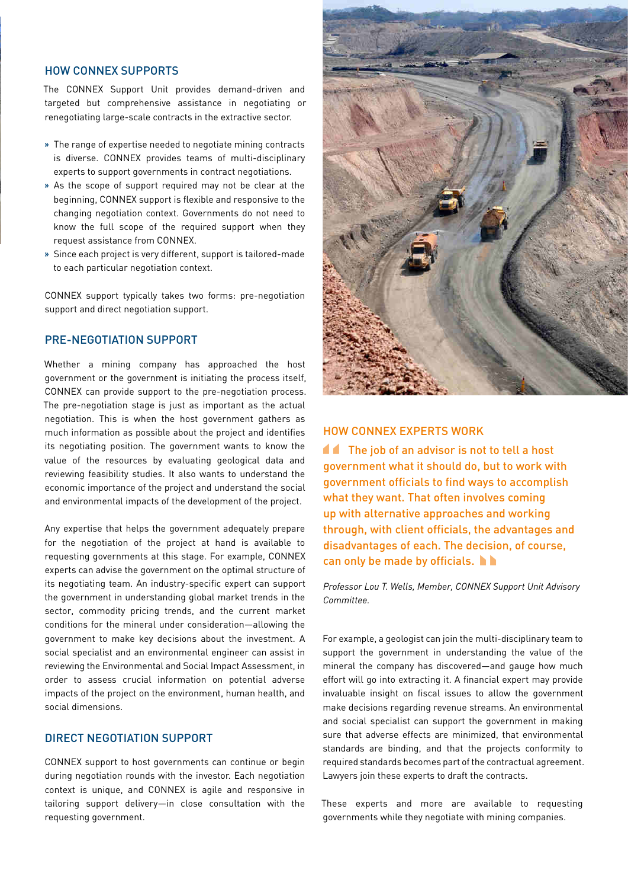## HOW CONNEX SUPPORTS

The CONNEX Support Unit provides demand-driven and targeted but comprehensive assistance in negotiating or renegotiating large-scale contracts in the extractive sector.

- The range of expertise needed to negotiate mining contracts is diverse. CONNEX provides teams of multi-disciplinary experts to support governments in contract negotiations.
- As the scope of support required may not be clear at the beginning, CONNEX support is flexible and responsive to the changing negotiation context. Governments do not need to know the full scope of the required support when they request assistance from CONNEX.
- Since each project is very different, support is tailored-made to each particular negotiation context.

CONNEX support typically takes two forms: pre-negotiation support and direct negotiation support.

## PRE-NEGOTIATION SUPPORT

Whether a mining company has approached the host government or the government is initiating the process itself, CONNEX can provide support to the pre-negotiation process. The pre-negotiation stage is just as important as the actual negotiation. This is when the host government gathers as much information as possible about the project and identifies its negotiating position. The government wants to know the value of the resources by evaluating geological data and reviewing feasibility studies. It also wants to understand the economic importance of the project and understand the social and environmental impacts of the development of the project.

Any expertise that helps the government adequately prepare for the negotiation of the project at hand is available to requesting governments at this stage. For example, CONNEX experts can advise the government on the optimal structure of its negotiating team. An industry-specific expert can support the government in understanding global market trends in the sector, commodity pricing trends, and the current market conditions for the mineral under consideration—allowing the government to make key decisions about the investment. A social specialist and an environmental engineer can assist in reviewing the Environmental and Social Impact Assessment, in order to assess crucial information on potential adverse impacts of the project on the environment, human health, and social dimensions.

## DIRECT NEGOTIATION SUPPORT

CONNEX support to host governments can continue or begin during negotiation rounds with the investor. Each negotiation context is unique, and CONNEX is agile and responsive in tailoring support delivery—in close consultation with the requesting government.

## HOW CONNEX EXPERTS WORK

> The job of an advisor is not to tell a host government what it should do, but to work with government officials to find ways to accomplish what they want. That often involves coming up with alternative approaches and working through, with client officials, the advantages and disadvantages of each. The decision, of course, can only be made by officials.

*Professor Lou T. Wells, Member, CONNEX Support Unit Advisory Committee.*

For example, a geologist can join the multi-disciplinary team to support the government in understanding the value of the mineral the company has discovered—and gauge how much effort will go into extracting it. A financial expert may provide invaluable insight on fiscal issues to allow the government make decisions regarding revenue streams. An environmental and social specialist can support the government in making sure that adverse effects are minimized, that environmental standards are binding, and that the projects conformity to required standards becomes part of the contractual agreement. Lawyers join these experts to draft the contracts.

These experts and more are available to requesting governments while they negotiate with mining companies.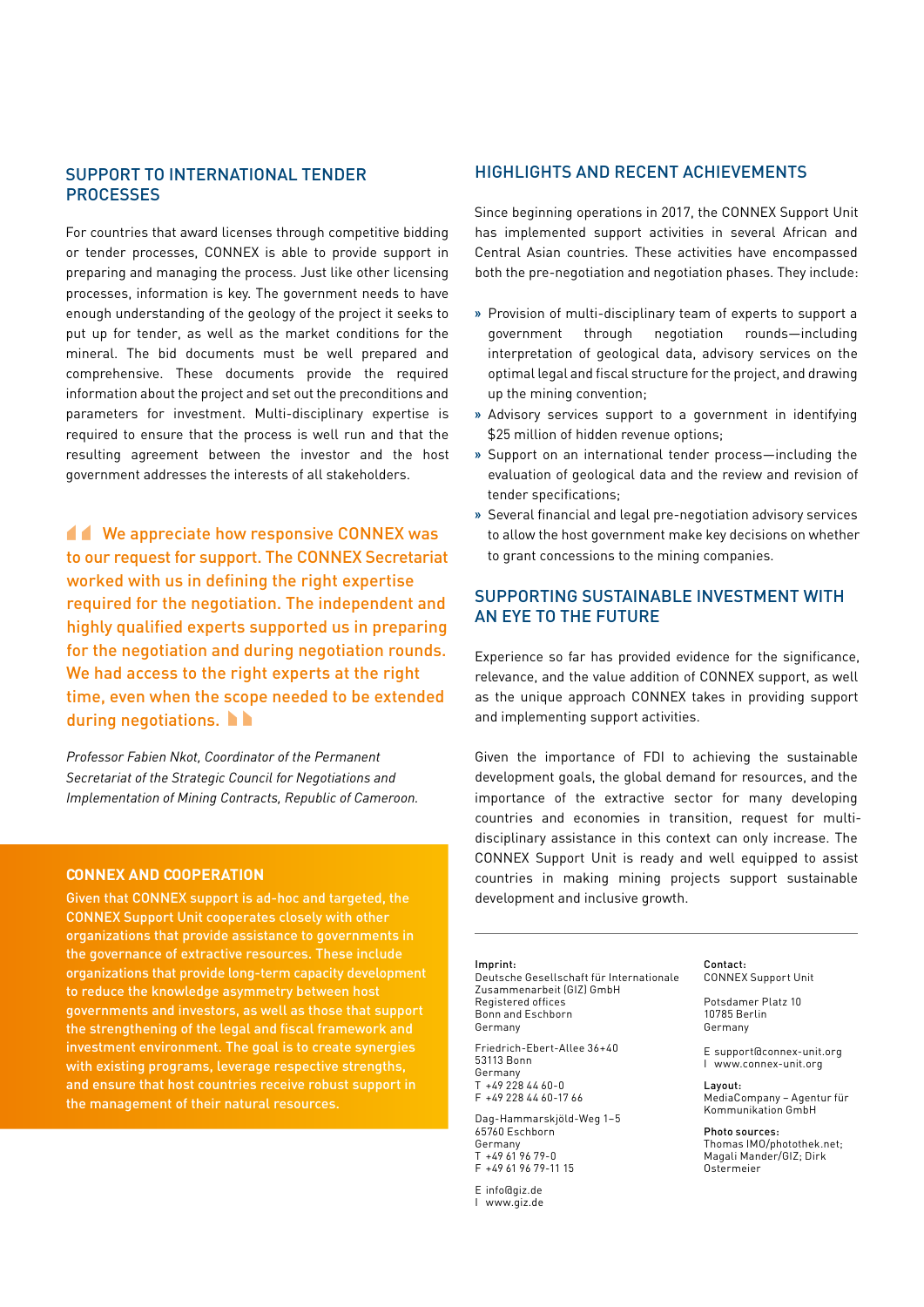## SUPPORT TO INTERNATIONAL TENDER PROCESSES

For countries that award licenses through competitive bidding or tender processes, CONNEX is able to provide support in preparing and managing the process. Just like other licensing processes, information is key. The government needs to have enough understanding of the geology of the project it seeks to put up for tender, as well as the market conditions for the mineral. The bid documents must be well prepared and comprehensive. These documents provide the required information about the project and set out the preconditions and parameters for investment. Multi-disciplinary expertise is required to ensure that the process is well run and that the resulting agreement between the investor and the host government addresses the interests of all stakeholders.

> We appreciate how responsive CONNEX was to our request for support. The CONNEX Secretariat worked with us in defining the right expertise required for the negotiation. The independent and highly qualified experts supported us in preparing for the negotiation and during negotiation rounds. We had access to the right experts at the right time, even when the scope needed to be extended during negotiations.

*Professor Fabien Nkot, Coordinator of the Permanent Secretariat of the Strategic Council for Negotiations and Implementation of Mining Contracts, Republic of Cameroon.*

### CONNEX AND COOPERATION

Given that CONNEX support is ad-hoc and targeted, the CONNEX Support Unit cooperates closely with other organizations that provide assistance to governments in the governance of extractive resources. These include organizations that provide long-term capacity development to reduce the knowledge asymmetry between host governments and investors, as well as those that support the strengthening of the legal and fiscal framework and investment environment. The goal is to create synergies with existing programs, leverage respective strengths, and ensure that host countries receive robust support in the management of their natural resources.

## HIGHLIGHTS AND RECENT ACHIEVEMENTS

Since beginning operations in 2017, the CONNEX Support Unit has implemented support activities in several African and Central Asian countries. These activities have encompassed both the pre-negotiation and negotiation phases. They include:

- Provision of multi-disciplinary team of experts to support a government through negotiation rounds—including interpretation of geological data, advisory services on the optimal legal and fiscal structure for the project, and drawing up the mining convention;
- Advisory services support to a government in identifying $25 million of hidden revenue options;
- Support on an international tender process—including the evaluation of geological data and the review and revision of tender specifications;
- Several financial and legal pre-negotiation advisory services to allow the host government make key decisions on whether to grant concessions to the mining companies.

## SUPPORTING SUSTAINABLE INVESTMENT WITH AN EYE TO THE FUTURE

Experience so far has provided evidence for the significance, relevance, and the value addition of CONNEX support, as well as the unique approach CONNEX takes in providing support and implementing support activities.

Given the importance of FDI to achieving the sustainable development goals, the global demand for resources, and the importance of the extractive sector for many developing countries and economies in transition, request for multi-disciplinary assistance in this context can only increase. The CONNEX Support Unit is ready and well equipped to assist countries in making mining projects support sustainable development and inclusive growth.

---

**Imprint:**
Deutsche Gesellschaft für Internationale Zusammenarbeit (GIZ) GmbH
Registered offices
Bonn and Eschborn
Germany

Friedrich-Ebert-Allee 36+40
53113 Bonn
Germany
T +49 228 44 60-0
F +49 228 44 60-17 66

Dag-Hammarskjöld-Weg 1–5
65760 Eschborn
Germany
T +49 61 96 79-0
F +49 61 96 79-11 15

E info@giz.de
I www.giz.de

**Contact:**
CONNEX Support Unit

Potsdamer Platz 10
10785 Berlin
Germany

E support@connex-unit.org
I www.connex-unit.org

**Layout:**
MediaCompany – Agentur für Kommunikation GmbH

**Photo sources:**
Thomas IMO/photothek.net; Magali Mander/GIZ; Dirk Ostermeier